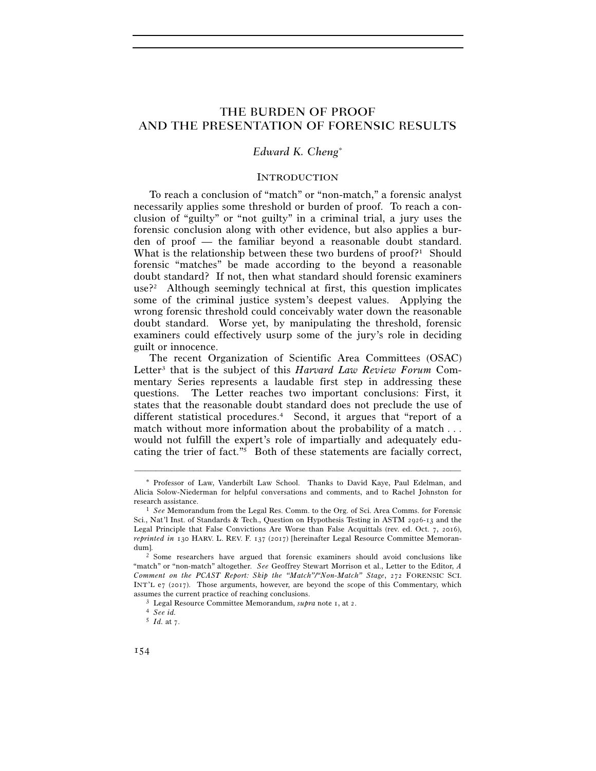# THE BURDEN OF PROOF AND THE PRESENTATION OF FORENSIC RESULTS

*Edward K. Cheng*[*]

## INTRODUCTION

To reach a conclusion of "match" or "non-match," a forensic analyst necessarily applies some threshold or burden of proof. To reach a conclusion of "guilty" or "not guilty" in a criminal trial, a jury uses the forensic conclusion along with other evidence, but also applies a burden of proof — the familiar beyond a reasonable doubt standard. What is the relationship between these two burdens of proof?[1] Should forensic "matches" be made according to the beyond a reasonable doubt standard? If not, then what standard should forensic examiners use?[2] Although seemingly technical at first, this question implicates some of the criminal justice system's deepest values. Applying the wrong forensic threshold could conceivably water down the reasonable doubt standard. Worse yet, by manipulating the threshold, forensic examiners could effectively usurp some of the jury's role in deciding guilt or innocence.

The recent Organization of Scientific Area Committees (OSAC) Letter[3] that is the subject of this *Harvard Law Review Forum* Commentary Series represents a laudable first step in addressing these questions. The Letter reaches two important conclusions: First, it states that the reasonable doubt standard does not preclude the use of different statistical procedures.[4] Second, it argues that "report of a match without more information about the probability of a match . . . would not fulfill the expert's role of impartially and adequately educating the trier of fact."[5] Both of these statements are facially correct,

---

[*] Professor of Law, Vanderbilt Law School. Thanks to David Kaye, Paul Edelman, and Alicia Solow-Niederman for helpful conversations and comments, and to Rachel Johnston for research assistance.

[1] *See* Memorandum from the Legal Res. Comm. to the Org. of Sci. Area Comms. for Forensic Sci., Nat'l Inst. of Standards & Tech., Question on Hypothesis Testing in ASTM 2926-13 and the Legal Principle that False Convictions Are Worse than False Acquittals (rev. ed. Oct. 7, 2016), *reprinted in* 130 HARV. L. REV. F. 137 (2017) [hereinafter Legal Resource Committee Memorandum].

[2] Some researchers have argued that forensic examiners should avoid conclusions like "match" or "non-match" altogether. *See* Geoffrey Stewart Morrison et al., Letter to the Editor, *A Comment on the PCAST Report: Skip the "Match"/"Non-Match" Stage*, 272 FORENSIC SCI. INT'L e7 (2017). Those arguments, however, are beyond the scope of this Commentary, which assumes the current practice of reaching conclusions.

[3] Legal Resource Committee Memorandum, *supra* note 1, at 2.

[4] *See id.*

[5] *Id.* at 7.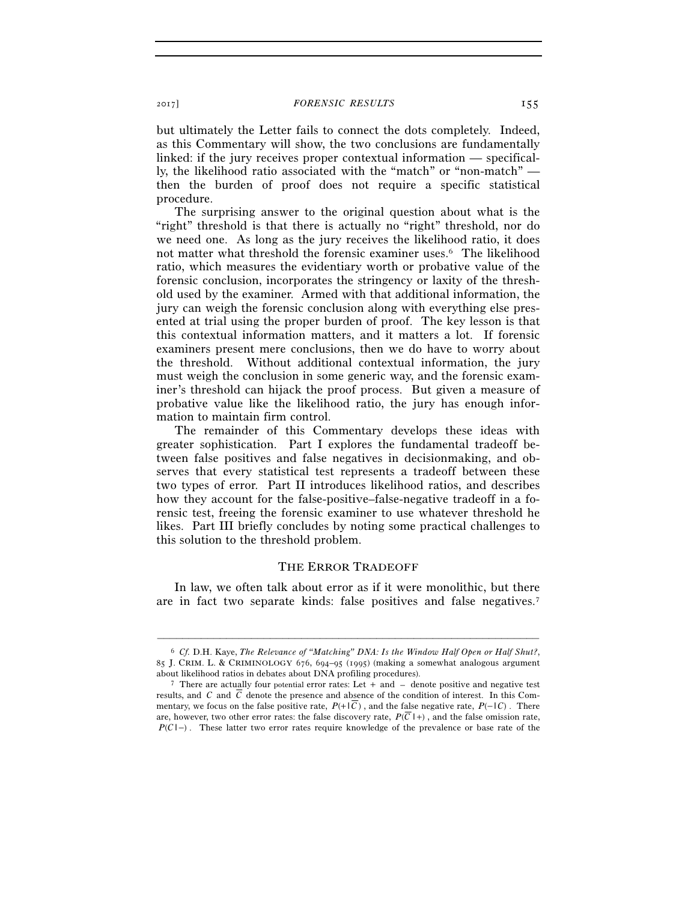but ultimately the Letter fails to connect the dots completely. Indeed, as this Commentary will show, the two conclusions are fundamentally linked: if the jury receives proper contextual information — specifically, the likelihood ratio associated with the "match" or "non-match" — then the burden of proof does not require a specific statistical procedure.

The surprising answer to the original question about what is the "right" threshold is that there is actually no "right" threshold, nor do we need one. As long as the jury receives the likelihood ratio, it does not matter what threshold the forensic examiner uses.[6] The likelihood ratio, which measures the evidentiary worth or probative value of the forensic conclusion, incorporates the stringency or laxity of the threshold used by the examiner. Armed with that additional information, the jury can weigh the forensic conclusion along with everything else presented at trial using the proper burden of proof. The key lesson is that this contextual information matters, and it matters a lot. If forensic examiners present mere conclusions, then we do have to worry about the threshold. Without additional contextual information, the jury must weigh the conclusion in some generic way, and the forensic examiner's threshold can hijack the proof process. But given a measure of probative value like the likelihood ratio, the jury has enough information to maintain firm control.

The remainder of this Commentary develops these ideas with greater sophistication. Part I explores the fundamental tradeoff between false positives and false negatives in decisionmaking, and observes that every statistical test represents a tradeoff between these two types of error. Part II introduces likelihood ratios, and describes how they account for the false-positive–false-negative tradeoff in a forensic test, freeing the forensic examiner to use whatever threshold he likes. Part III briefly concludes by noting some practical challenges to this solution to the threshold problem.

## THE ERROR TRADEOFF

In law, we often talk about error as if it were monolithic, but there are in fact two separate kinds: false positives and false negatives.[7]

---

[6] *Cf.* D.H. Kaye, *The Relevance of "Matching" DNA: Is the Window Half Open or Half Shut?*, 85 J. CRIM. L. & CRIMINOLOGY 676, 694–95 (1995) (making a somewhat analogous argument about likelihood ratios in debates about DNA profiling procedures).

[7] There are actually four potential error rates: Let $+$ and $-$ denote positive and negative test results, and $C$ and $\overline{C}$ denote the presence and absence of the condition of interest. In this Commentary, we focus on the false positive rate, $P(+|\overline{C})$, and the false negative rate, $P(-|C)$. There are, however, two other error rates: the false discovery rate, $P(\overline{C}|+)$, and the false omission rate, $P(C|-)$. These latter two error rates require knowledge of the prevalence or base rate of the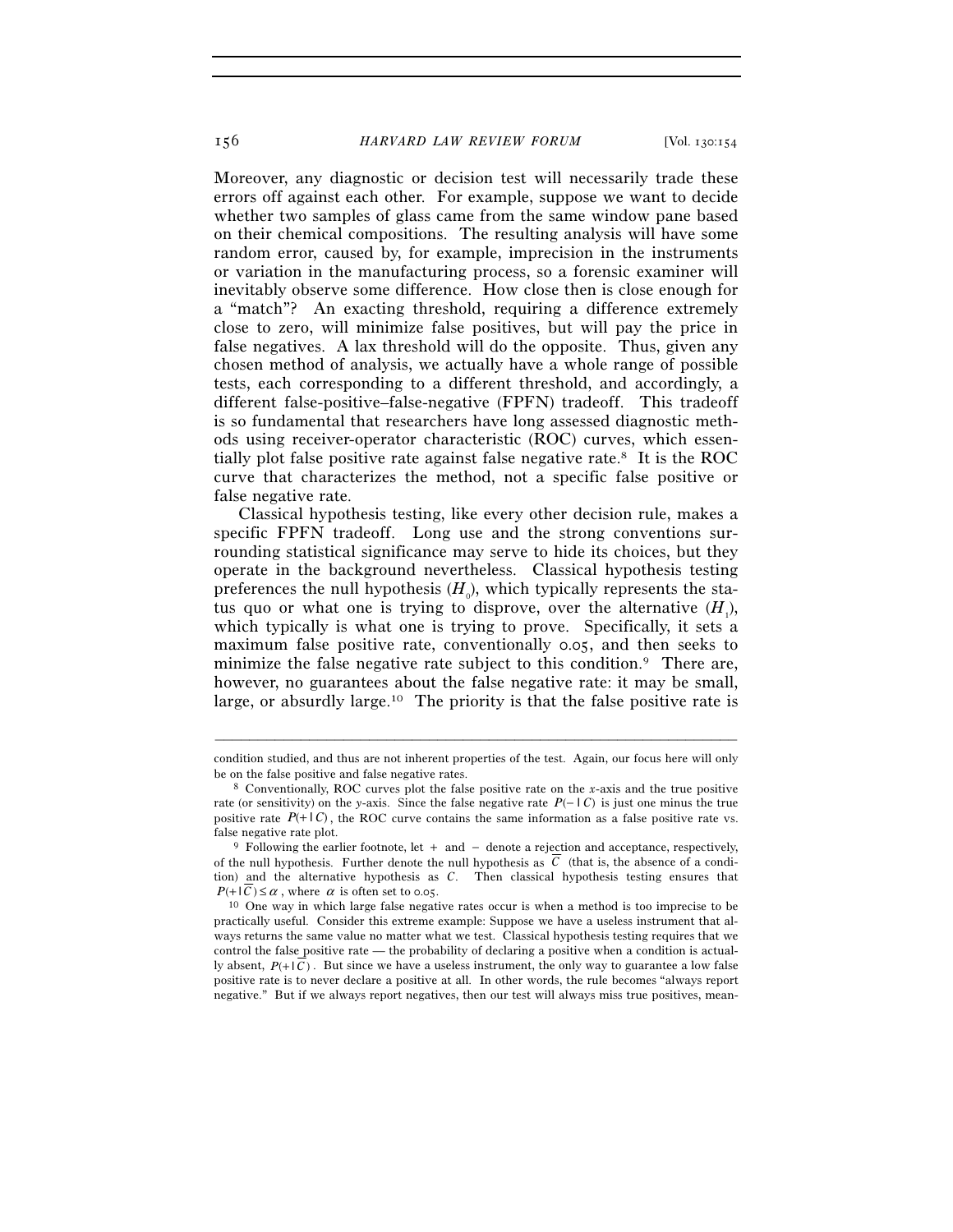Moreover, any diagnostic or decision test will necessarily trade these errors off against each other. For example, suppose we want to decide whether two samples of glass came from the same window pane based on their chemical compositions. The resulting analysis will have some random error, caused by, for example, imprecision in the instruments or variation in the manufacturing process, so a forensic examiner will inevitably observe some difference. How close then is close enough for a "match"? An exacting threshold, requiring a difference extremely close to zero, will minimize false positives, but will pay the price in false negatives. A lax threshold will do the opposite. Thus, given any chosen method of analysis, we actually have a whole range of possible tests, each corresponding to a different threshold, and accordingly, a different false-positive–false-negative (FPFN) tradeoff. This tradeoff is so fundamental that researchers have long assessed diagnostic methods using receiver-operator characteristic (ROC) curves, which essentially plot false positive rate against false negative rate.[8] It is the ROC curve that characterizes the method, not a specific false positive or false negative rate.

Classical hypothesis testing, like every other decision rule, makes a specific FPFN tradeoff. Long use and the strong conventions surrounding statistical significance may serve to hide its choices, but they operate in the background nevertheless. Classical hypothesis testing preferences the null hypothesis ($H_0$), which typically represents the status quo or what one is trying to disprove, over the alternative ($H_1$), which typically is what one is trying to prove. Specifically, it sets a maximum false positive rate, conventionally 0.05, and then seeks to minimize the false negative rate subject to this condition.[9] There are, however, no guarantees about the false negative rate: it may be small, large, or absurdly large.[10] The priority is that the false positive rate is

---

condition studied, and thus are not inherent properties of the test. Again, our focus here will only be on the false positive and false negative rates.

[8] Conventionally, ROC curves plot the false positive rate on the *x*-axis and the true positive rate (or sensitivity) on the *y*-axis. Since the false negative rate $P(-\mid C)$ is just one minus the true positive rate $P(+\mid C)$, the ROC curve contains the same information as a false positive rate vs. false negative rate plot.

[9] Following the earlier footnote, let $+$ and $-$ denote a rejection and acceptance, respectively, of the null hypothesis. Further denote the null hypothesis as $\overline{C}$ (that is, the absence of a condition) and the alternative hypothesis as $C$. Then classical hypothesis testing ensures that $P(+\mid \overline{C}) \leq \alpha$, where $\alpha$ is often set to 0.05.

[10] One way in which large false negative rates occur is when a method is too imprecise to be practically useful. Consider this extreme example: Suppose we have a useless instrument that always returns the same value no matter what we test. Classical hypothesis testing requires that we control the false positive rate — the probability of declaring a positive when a condition is actually absent, $P(+\mid \overline{C})$. But since we have a useless instrument, the only way to guarantee a low false positive rate is to never declare a positive at all. In other words, the rule becomes "always report negative." But if we always report negatives, then our test will always miss true positives, mean-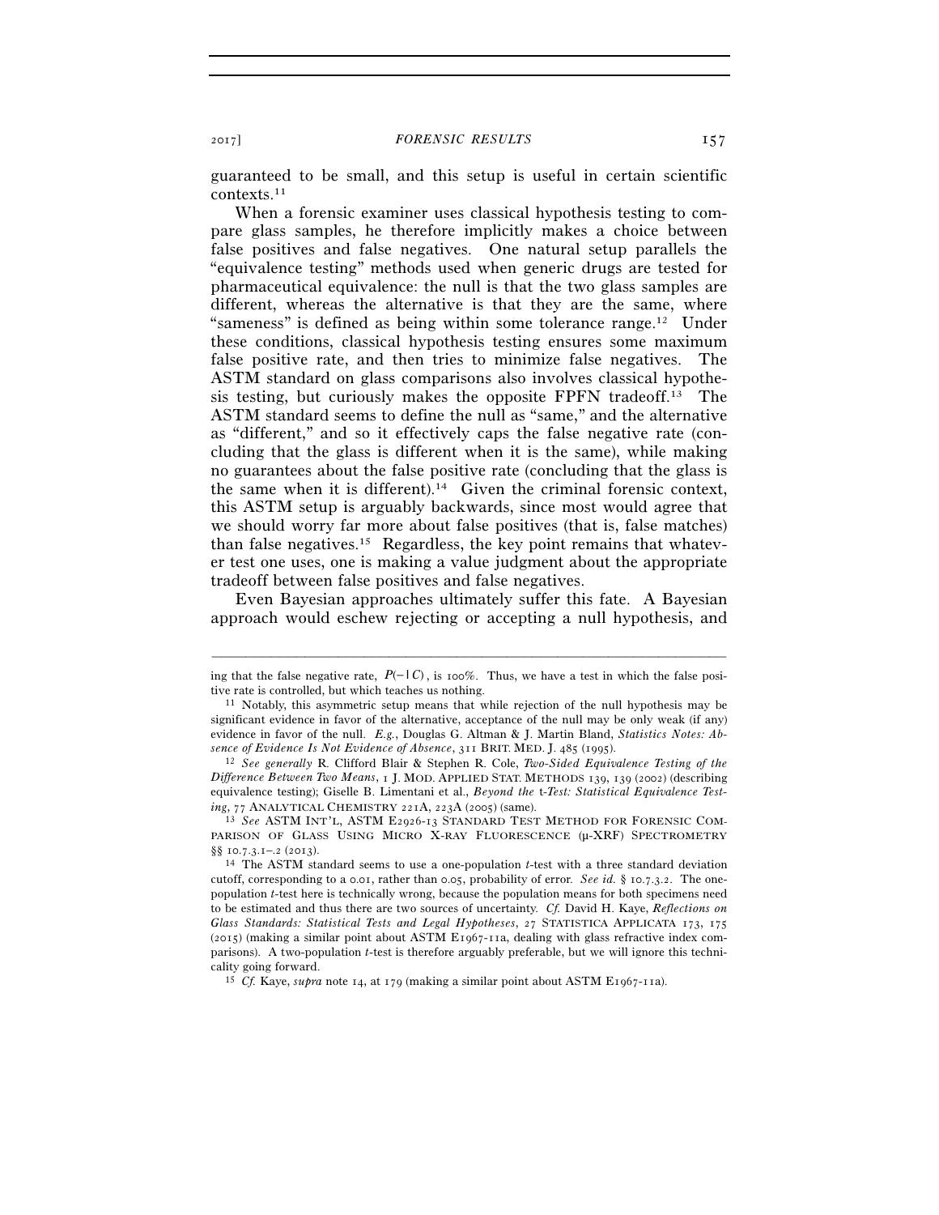guaranteed to be small, and this setup is useful in certain scientific contexts.[11]

When a forensic examiner uses classical hypothesis testing to compare glass samples, he therefore implicitly makes a choice between false positives and false negatives. One natural setup parallels the "equivalence testing" methods used when generic drugs are tested for pharmaceutical equivalence: the null is that the two glass samples are different, whereas the alternative is that they are the same, where "sameness" is defined as being within some tolerance range.[12] Under these conditions, classical hypothesis testing ensures some maximum false positive rate, and then tries to minimize false negatives. The ASTM standard on glass comparisons also involves classical hypothesis testing, but curiously makes the opposite FPFN tradeoff.[13] The ASTM standard seems to define the null as "same," and the alternative as "different," and so it effectively caps the false negative rate (concluding that the glass is different when it is the same), while making no guarantees about the false positive rate (concluding that the glass is the same when it is different).[14] Given the criminal forensic context, this ASTM setup is arguably backwards, since most would agree that we should worry far more about false positives (that is, false matches) than false negatives.[15] Regardless, the key point remains that whatever test one uses, one is making a value judgment about the appropriate tradeoff between false positives and false negatives.

Even Bayesian approaches ultimately suffer this fate. A Bayesian approach would eschew rejecting or accepting a null hypothesis, and

---

ing that the false negative rate, $P(-|C)$, is 100%. Thus, we have a test in which the false positive rate is controlled, but which teaches us nothing.

[11] Notably, this asymmetric setup means that while rejection of the null hypothesis may be significant evidence in favor of the alternative, acceptance of the null may be only weak (if any) evidence in favor of the null. *E.g.*, Douglas G. Altman & J. Martin Bland, *Statistics Notes: Absence of Evidence Is Not Evidence of Absence*, 311 BRIT. MED. J. 485 (1995).

[12] *See generally* R. Clifford Blair & Stephen R. Cole, *Two-Sided Equivalence Testing of the Difference Between Two Means*, 1 J. MOD. APPLIED STAT. METHODS 139, 139 (2002) (describing equivalence testing); Giselle B. Limentani et al., *Beyond the* t*-Test: Statistical Equivalence Testing*, 77 ANALYTICAL CHEMISTRY 221A, 223A (2005) (same).

[13] *See* ASTM INT'L, ASTM E2926-13 STANDARD TEST METHOD FOR FORENSIC COMPARISON OF GLASS USING MICRO X-RAY FLUORESCENCE (μ-XRF) SPECTROMETRY §§ 10.7.3.1–.2 (2013).

[14] The ASTM standard seems to use a one-population *t*-test with a three standard deviation cutoff, corresponding to a 0.01, rather than 0.05, probability of error. *See id.* § 10.7.3.2. The one-population *t*-test here is technically wrong, because the population means for both specimens need to be estimated and thus there are two sources of uncertainty. *Cf.* David H. Kaye, *Reflections on Glass Standards: Statistical Tests and Legal Hypotheses*, 27 STATISTICA APPLICATA 173, 175 (2015) (making a similar point about ASTM E1967-11a, dealing with glass refractive index comparisons). A two-population *t*-test is therefore arguably preferable, but we will ignore this technicality going forward.

[15] *Cf.* Kaye, *supra* note 14, at 179 (making a similar point about ASTM E1967-11a).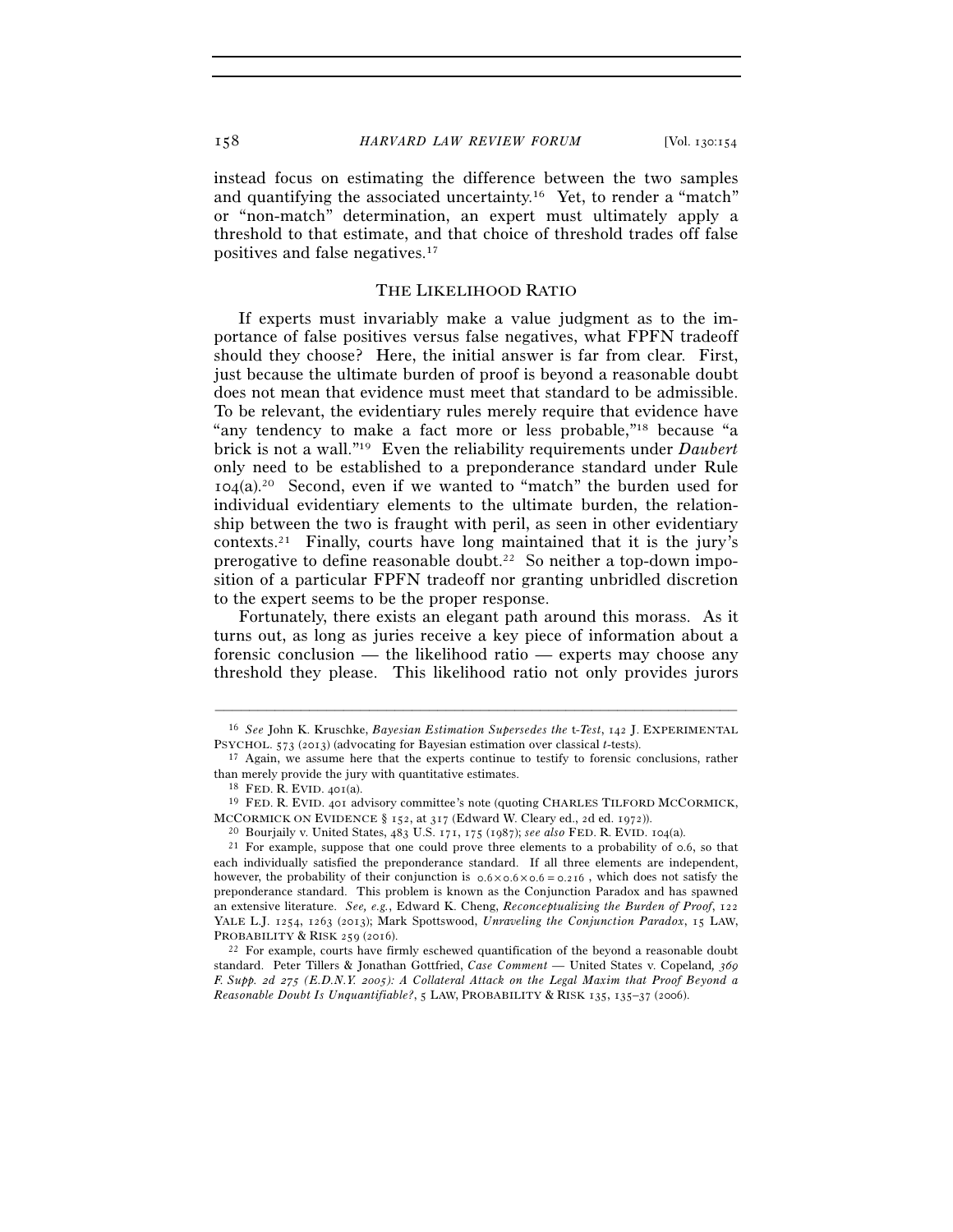instead focus on estimating the difference between the two samples and quantifying the associated uncertainty.[16] Yet, to render a "match" or "non-match" determination, an expert must ultimately apply a threshold to that estimate, and that choice of threshold trades off false positives and false negatives.[17]

## THE LIKELIHOOD RATIO

If experts must invariably make a value judgment as to the importance of false positives versus false negatives, what FPFN tradeoff should they choose? Here, the initial answer is far from clear. First, just because the ultimate burden of proof is beyond a reasonable doubt does not mean that evidence must meet that standard to be admissible. To be relevant, the evidentiary rules merely require that evidence have "any tendency to make a fact more or less probable,"[18] because "a brick is not a wall."[19] Even the reliability requirements under *Daubert* only need to be established to a preponderance standard under Rule 104(a).[20] Second, even if we wanted to "match" the burden used for individual evidentiary elements to the ultimate burden, the relationship between the two is fraught with peril, as seen in other evidentiary contexts.[21] Finally, courts have long maintained that it is the jury's prerogative to define reasonable doubt.[22] So neither a top-down imposition of a particular FPFN tradeoff nor granting unbridled discretion to the expert seems to be the proper response.

Fortunately, there exists an elegant path around this morass. As it turns out, as long as juries receive a key piece of information about a forensic conclusion — the likelihood ratio — experts may choose any threshold they please. This likelihood ratio not only provides jurors

---

[16] *See* John K. Kruschke, *Bayesian Estimation Supersedes the* t*-Test*, 142 J. EXPERIMENTAL PSYCHOL. 573 (2013) (advocating for Bayesian estimation over classical *t*-tests).

[17] Again, we assume here that the experts continue to testify to forensic conclusions, rather than merely provide the jury with quantitative estimates.

[18] FED. R. EVID. 401(a).

[19] FED. R. EVID. 401 advisory committee's note (quoting CHARLES TILFORD MCCORMICK, MCCORMICK ON EVIDENCE § 152, at 317 (Edward W. Cleary ed., 2d ed. 1972)).

[20] Bourjaily v. United States, 483 U.S. 171, 175 (1987); *see also* FED. R. EVID. 104(a).

[21] For example, suppose that one could prove three elements to a probability of 0.6, so that each individually satisfied the preponderance standard. If all three elements are independent, however, the probability of their conjunction is $0.6 \times 0.6 \times 0.6 = 0.216$, which does not satisfy the preponderance standard. This problem is known as the Conjunction Paradox and has spawned an extensive literature. *See, e.g.*, Edward K. Cheng, *Reconceptualizing the Burden of Proof*, 122 YALE L.J. 1254, 1263 (2013); Mark Spottswood, *Unraveling the Conjunction Paradox*, 15 LAW, PROBABILITY & RISK 259 (2016).

[22] For example, courts have firmly eschewed quantification of the beyond a reasonable doubt standard. Peter Tillers & Jonathan Gottfried, *Case Comment —* United States v. Copeland*, 369 F. Supp. 2d 275 (E.D.N.Y. 2005): A Collateral Attack on the Legal Maxim that Proof Beyond a Reasonable Doubt Is Unquantifiable?*, 5 LAW, PROBABILITY & RISK 135, 135–37 (2006).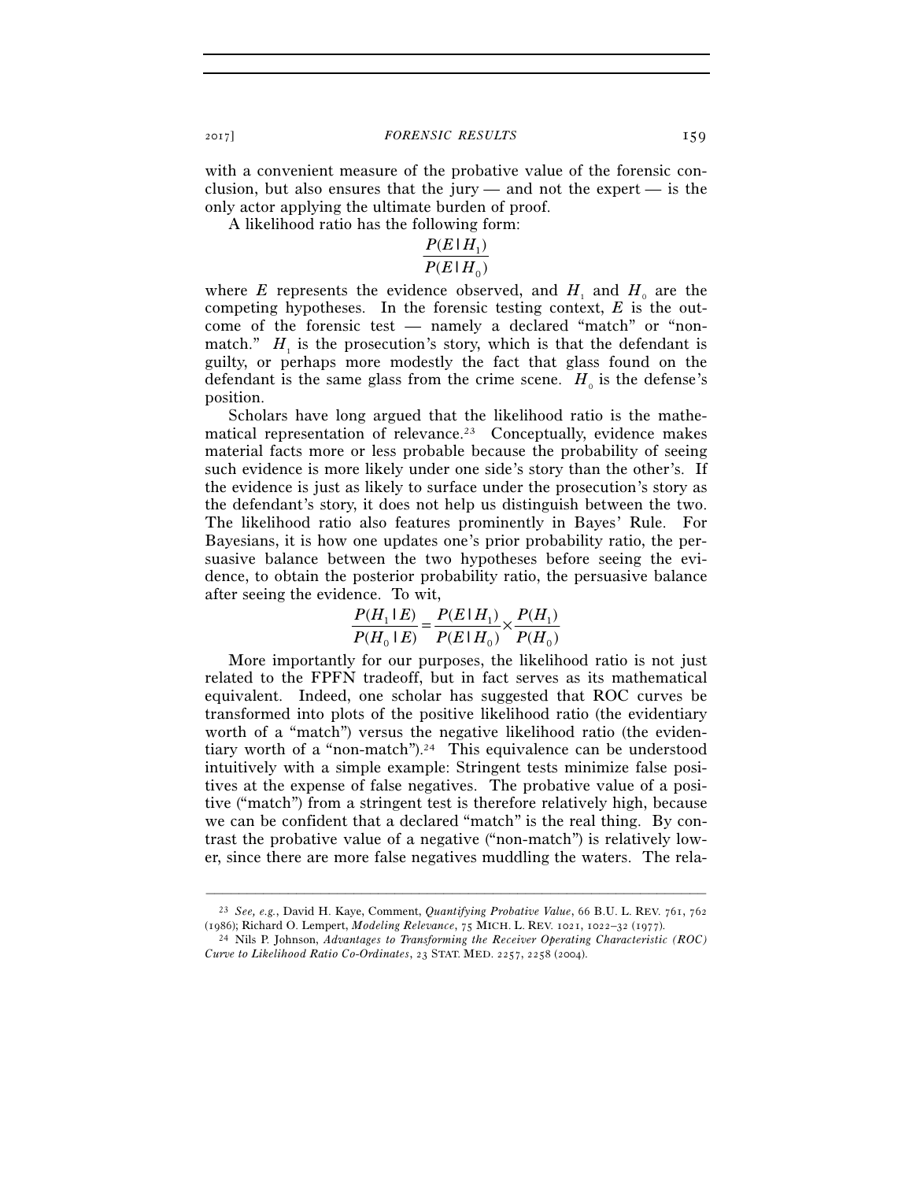with a convenient measure of the probative value of the forensic conclusion, but also ensures that the jury — and not the expert — is the only actor applying the ultimate burden of proof.

A likelihood ratio has the following form:

$$\frac{P(E \mid H_1)}{P(E \mid H_0)}$$

where $E$ represents the evidence observed, and $H_1$ and $H_0$ are the competing hypotheses. In the forensic testing context, $E$ is the outcome of the forensic test — namely a declared "match" or "non-match." $H_1$ is the prosecution's story, which is that the defendant is guilty, or perhaps more modestly the fact that glass found on the defendant is the same glass from the crime scene. $H_0$ is the defense's position.

Scholars have long argued that the likelihood ratio is the mathematical representation of relevance.[23] Conceptually, evidence makes material facts more or less probable because the probability of seeing such evidence is more likely under one side's story than the other's. If the evidence is just as likely to surface under the prosecution's story as the defendant's story, it does not help us distinguish between the two. The likelihood ratio also features prominently in Bayes' Rule. For Bayesians, it is how one updates one's prior probability ratio, the persuasive balance between the two hypotheses before seeing the evidence, to obtain the posterior probability ratio, the persuasive balance after seeing the evidence. To wit,

$$\frac{P(H_1 \mid E)}{P(H_0 \mid E)} = \frac{P(E \mid H_1)}{P(E \mid H_0)} \times \frac{P(H_1)}{P(H_0)}$$

More importantly for our purposes, the likelihood ratio is not just related to the FPFN tradeoff, but in fact serves as its mathematical equivalent. Indeed, one scholar has suggested that ROC curves be transformed into plots of the positive likelihood ratio (the evidentiary worth of a "match") versus the negative likelihood ratio (the evidentiary worth of a "non-match").[24] This equivalence can be understood intuitively with a simple example: Stringent tests minimize false positives at the expense of false negatives. The probative value of a positive ("match") from a stringent test is therefore relatively high, because we can be confident that a declared "match" is the real thing. By contrast the probative value of a negative ("non-match") is relatively lower, since there are more false negatives muddling the waters. The rela-

---

[23] *See, e.g.*, David H. Kaye, Comment, *Quantifying Probative Value*, 66 B.U. L. REV. 761, 762 (1986); Richard O. Lempert, *Modeling Relevance*, 75 MICH. L. REV. 1021, 1022–32 (1977).

[24] Nils P. Johnson, *Advantages to Transforming the Receiver Operating Characteristic (ROC) Curve to Likelihood Ratio Co-Ordinates*, 23 STAT. MED. 2257, 2258 (2004).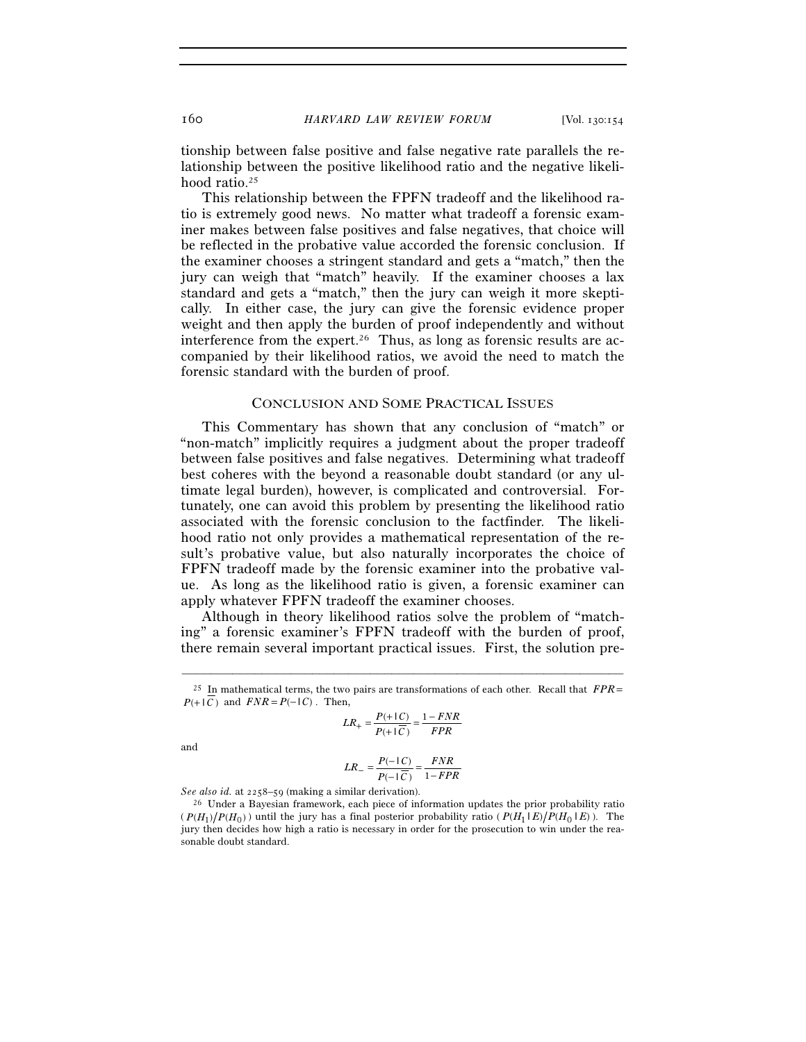tionship between false positive and false negative rate parallels the relationship between the positive likelihood ratio and the negative likelihood ratio.[25]

This relationship between the FPFN tradeoff and the likelihood ratio is extremely good news. No matter what tradeoff a forensic examiner makes between false positives and false negatives, that choice will be reflected in the probative value accorded the forensic conclusion. If the examiner chooses a stringent standard and gets a "match," then the jury can weigh that "match" heavily. If the examiner chooses a lax standard and gets a "match," then the jury can weigh it more skeptically. In either case, the jury can give the forensic evidence proper weight and then apply the burden of proof independently and without interference from the expert.[26] Thus, as long as forensic results are accompanied by their likelihood ratios, we avoid the need to match the forensic standard with the burden of proof.

## Conclusion and Some Practical Issues

This Commentary has shown that any conclusion of "match" or "non-match" implicitly requires a judgment about the proper tradeoff between false positives and false negatives. Determining what tradeoff best coheres with the beyond a reasonable doubt standard (or any ultimate legal burden), however, is complicated and controversial. Fortunately, one can avoid this problem by presenting the likelihood ratio associated with the forensic conclusion to the factfinder. The likelihood ratio not only provides a mathematical representation of the result's probative value, but also naturally incorporates the choice of FPFN tradeoff made by the forensic examiner into the probative value. As long as the likelihood ratio is given, a forensic examiner can apply whatever FPFN tradeoff the examiner chooses.

Although in theory likelihood ratios solve the problem of "matching" a forensic examiner's FPFN tradeoff with the burden of proof, there remain several important practical issues. First, the solution pre-

---

[25] In mathematical terms, the two pairs are transformations of each other. Recall that $FPR = P(+|\overline{C})$ and $FNR = P(-|C)$. Then,

$$LR_{+} = \frac{P(+|C)}{P(+|\overline{C})} = \frac{1-FNR}{FPR}$$

and

$$LR_{-} = \frac{P(-|C)}{P(-|\overline{C})} = \frac{FNR}{1-FPR}$$

*See also id.* at 2258–59 (making a similar derivation).

[26] Under a Bayesian framework, each piece of information updates the prior probability ratio ($P(H_1)/P(H_0)$) until the jury has a final posterior probability ratio ($P(H_1|E)/P(H_0|E)$). The jury then decides how high a ratio is necessary in order for the prosecution to win under the reasonable doubt standard.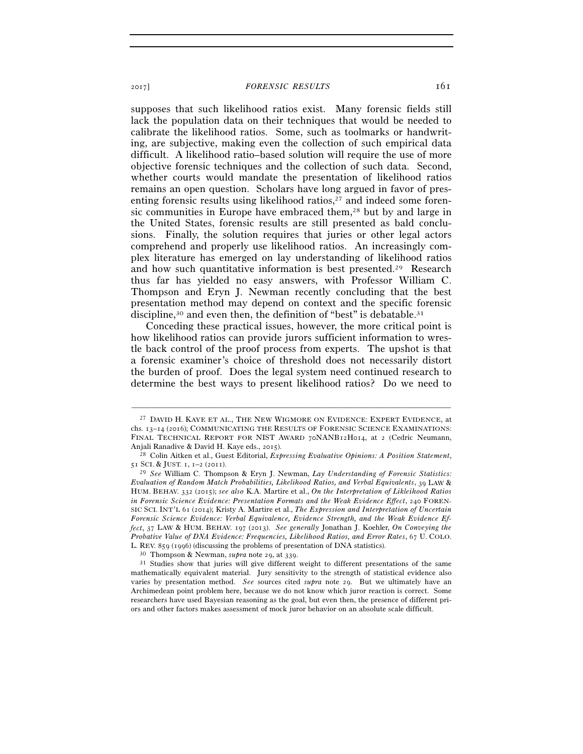supposes that such likelihood ratios exist. Many forensic fields still lack the population data on their techniques that would be needed to calibrate the likelihood ratios. Some, such as toolmarks or handwriting, are subjective, making even the collection of such empirical data difficult. A likelihood ratio–based solution will require the use of more objective forensic techniques and the collection of such data. Second, whether courts would mandate the presentation of likelihood ratios remains an open question. Scholars have long argued in favor of presenting forensic results using likelihood ratios,[27] and indeed some forensic communities in Europe have embraced them,[28] but by and large in the United States, forensic results are still presented as bald conclusions. Finally, the solution requires that juries or other legal actors comprehend and properly use likelihood ratios. An increasingly complex literature has emerged on lay understanding of likelihood ratios and how such quantitative information is best presented.[29] Research thus far has yielded no easy answers, with Professor William C. Thompson and Eryn J. Newman recently concluding that the best presentation method may depend on context and the specific forensic discipline,[30] and even then, the definition of "best" is debatable.[31]

Conceding these practical issues, however, the more critical point is how likelihood ratios can provide jurors sufficient information to wrestle back control of the proof process from experts. The upshot is that a forensic examiner's choice of threshold does not necessarily distort the burden of proof. Does the legal system need continued research to determine the best ways to present likelihood ratios? Do we need to

---

[27] DAVID H. KAYE ET AL., THE NEW WIGMORE ON EVIDENCE: EXPERT EVIDENCE, at chs. 13–14 (2016); COMMUNICATING THE RESULTS OF FORENSIC SCIENCE EXAMINATIONS: FINAL TECHNICAL REPORT FOR NIST AWARD 70NANB12H014, at 2 (Cedric Neumann, Anjali Ranadive & David H. Kaye eds., 2015).

[28] Colin Aitken et al., Guest Editorial, *Expressing Evaluative Opinions: A Position Statement*, 51 SCI. & JUST. 1, 1–2 (2011).

[29] *See* William C. Thompson & Eryn J. Newman, *Lay Understanding of Forensic Statistics: Evaluation of Random Match Probabilities, Likelihood Ratios, and Verbal Equivalents*, 39 LAW & HUM. BEHAV. 332 (2015); *see also* K.A. Martire et al., *On the Interpretation of Likleihood Ratios in Forensic Science Evidence: Presentation Formats and the Weak Evidence Effect*, 240 FORENSIC SCI. INT'L 61 (2014); Kristy A. Martire et al., *The Expression and Interpretation of Uncertain Forensic Science Evidence: Verbal Equivalence, Evidence Strength, and the Weak Evidence Effect*, 37 LAW & HUM. BEHAV. 197 (2013). *See generally* Jonathan J. Koehler, *On Conveying the Probative Value of DNA Evidence: Frequencies, Likelihood Ratios, and Error Rates*, 67 U. COLO. L. REV. 859 (1996) (discussing the problems of presentation of DNA statistics).

[30] Thompson & Newman, *supra* note 29, at 339.

[31] Studies show that juries will give different weight to different presentations of the same mathematically equivalent material. Jury sensitivity to the strength of statistical evidence also varies by presentation method. *See* sources cited *supra* note 29. But we ultimately have an Archimedean point problem here, because we do not know which juror reaction is correct. Some researchers have used Bayesian reasoning as the goal, but even then, the presence of different priors and other factors makes assessment of mock juror behavior on an absolute scale difficult.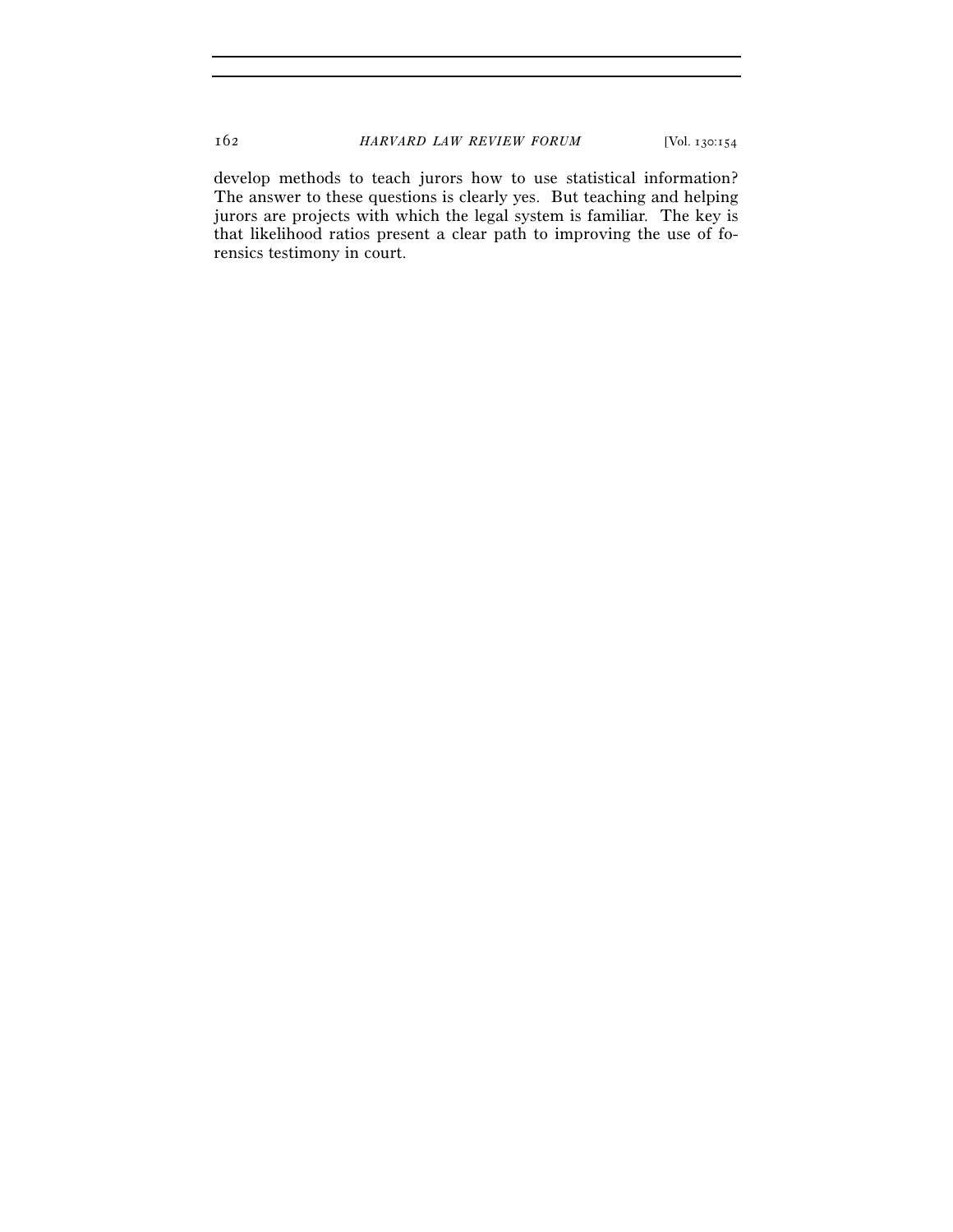develop methods to teach jurors how to use statistical information? The answer to these questions is clearly yes. But teaching and helping jurors are projects with which the legal system is familiar. The key is that likelihood ratios present a clear path to improving the use of forensics testimony in court.